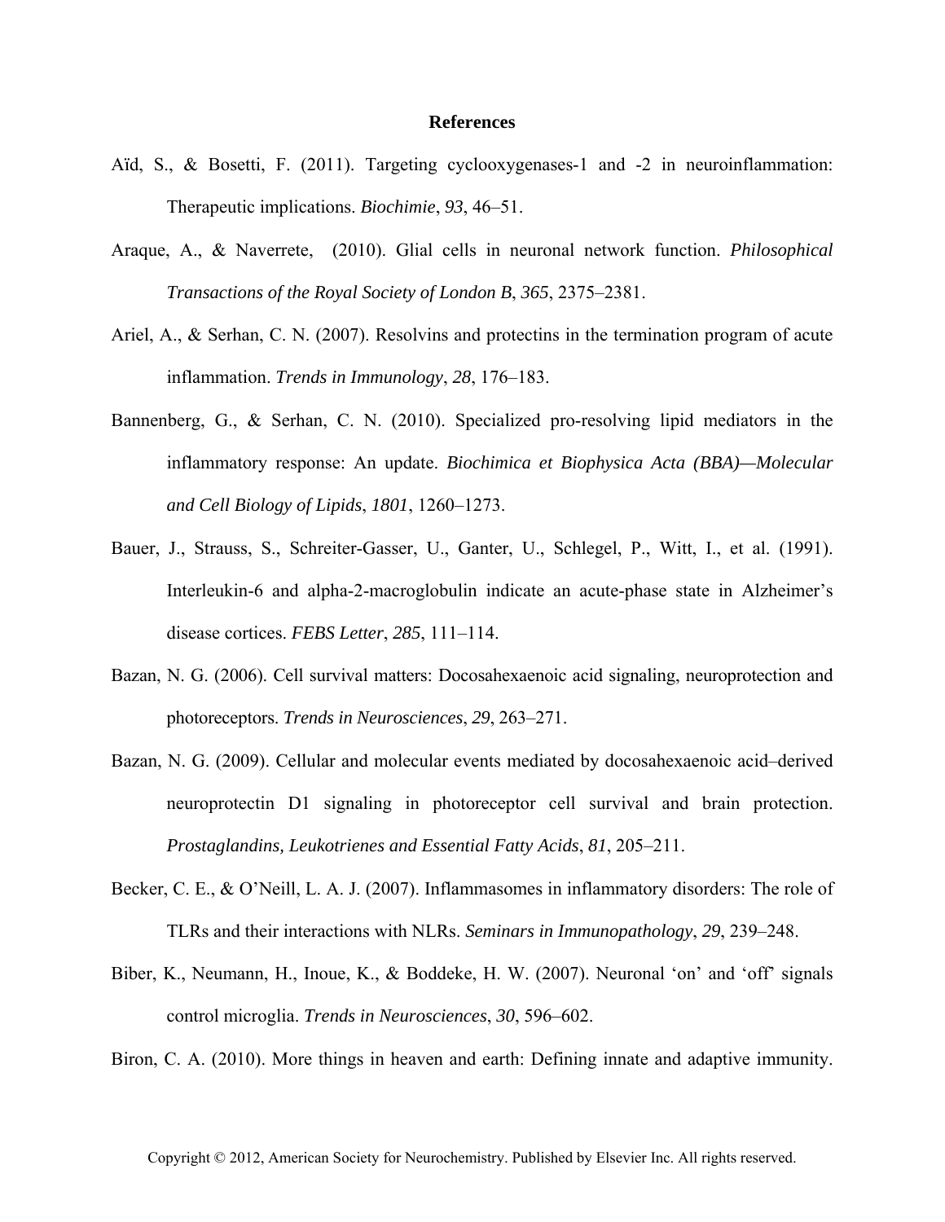# References

Aïd, S., & Bosetti, F. (2011). Targeting cyclooxygenases-1 and -2 in neuroinflammation: Therapeutic implications. *Biochimie*, *93*, 46–51.

Araque, A., & Naverrete, (2010). Glial cells in neuronal network function. *Philosophical Transactions of the Royal Society of London B*, *365*, 2375–2381.

Ariel, A., & Serhan, C. N. (2007). Resolvins and protectins in the termination program of acute inflammation. *Trends in Immunology*, *28*, 176–183.

Bannenberg, G., & Serhan, C. N. (2010). Specialized pro-resolving lipid mediators in the inflammatory response: An update. *Biochimica et Biophysica Acta (BBA)—Molecular and Cell Biology of Lipids*, *1801*, 1260–1273.

Bauer, J., Strauss, S., Schreiter-Gasser, U., Ganter, U., Schlegel, P., Witt, I., et al. (1991). Interleukin-6 and alpha-2-macroglobulin indicate an acute-phase state in Alzheimer's disease cortices. *FEBS Letter*, *285*, 111–114.

Bazan, N. G. (2006). Cell survival matters: Docosahexaenoic acid signaling, neuroprotection and photoreceptors. *Trends in Neurosciences*, *29*, 263–271.

Bazan, N. G. (2009). Cellular and molecular events mediated by docosahexaenoic acid–derived neuroprotectin D1 signaling in photoreceptor cell survival and brain protection. *Prostaglandins, Leukotrienes and Essential Fatty Acids*, *81*, 205–211.

Becker, C. E., & O'Neill, L. A. J. (2007). Inflammasomes in inflammatory disorders: The role of TLRs and their interactions with NLRs. *Seminars in Immunopathology*, *29*, 239–248.

Biber, K., Neumann, H., Inoue, K., & Boddeke, H. W. (2007). Neuronal 'on' and 'off' signals control microglia. *Trends in Neurosciences*, *30*, 596–602.

Biron, C. A. (2010). More things in heaven and earth: Defining innate and adaptive immunity.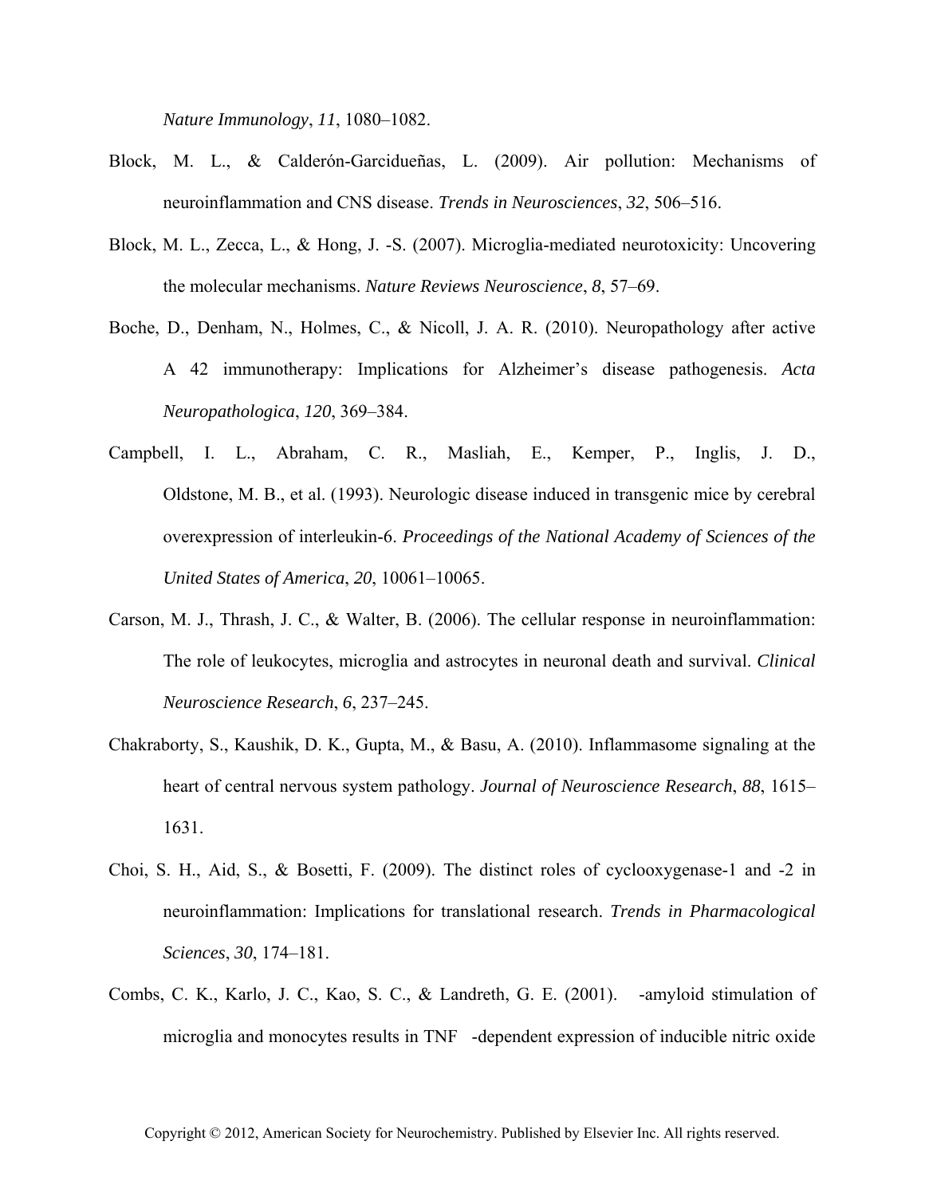*Nature Immunology*, *11*, 1080–1082.

Block, M. L., & Calderón-Garcidueñas, L. (2009). Air pollution: Mechanisms of neuroinflammation and CNS disease. *Trends in Neurosciences*, *32*, 506–516.

Block, M. L., Zecca, L., & Hong, J. -S. (2007). Microglia-mediated neurotoxicity: Uncovering the molecular mechanisms. *Nature Reviews Neuroscience*, *8*, 57–69.

Boche, D., Denham, N., Holmes, C., & Nicoll, J. A. R. (2010). Neuropathology after active A 42 immunotherapy: Implications for Alzheimer's disease pathogenesis. *Acta Neuropathologica*, *120*, 369–384.

Campbell, I. L., Abraham, C. R., Masliah, E., Kemper, P., Inglis, J. D., Oldstone, M. B., et al. (1993). Neurologic disease induced in transgenic mice by cerebral overexpression of interleukin-6. *Proceedings of the National Academy of Sciences of the United States of America*, *20*, 10061–10065.

Carson, M. J., Thrash, J. C., & Walter, B. (2006). The cellular response in neuroinflammation: The role of leukocytes, microglia and astrocytes in neuronal death and survival. *Clinical Neuroscience Research*, *6*, 237–245.

Chakraborty, S., Kaushik, D. K., Gupta, M., & Basu, A. (2010). Inflammasome signaling at the heart of central nervous system pathology. *Journal of Neuroscience Research*, *88*, 1615–1631.

Choi, S. H., Aid, S., & Bosetti, F. (2009). The distinct roles of cyclooxygenase-1 and -2 in neuroinflammation: Implications for translational research. *Trends in Pharmacological Sciences*, *30*, 174–181.

Combs, C. K., Karlo, J. C., Kao, S. C., & Landreth, G. E. (2001). -amyloid stimulation of microglia and monocytes results in TNF -dependent expression of inducible nitric oxide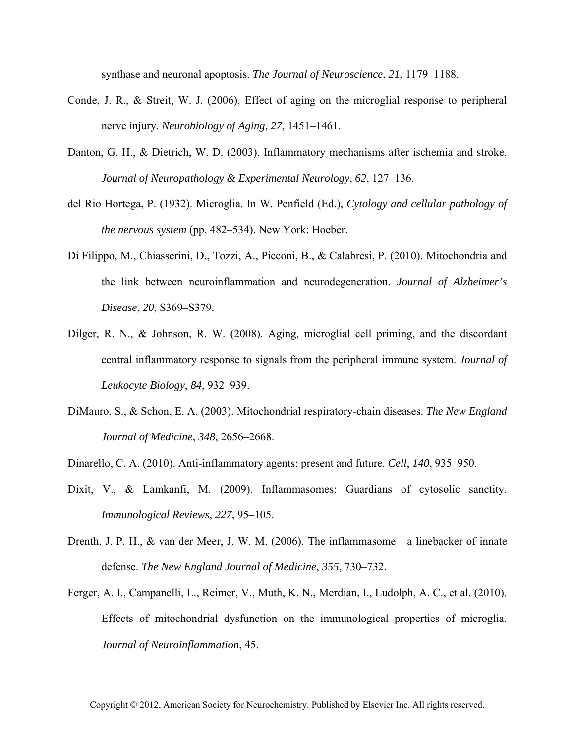synthase and neuronal apoptosis. *The Journal of Neuroscience*, *21*, 1179–1188.

Conde, J. R., & Streit, W. J. (2006). Effect of aging on the microglial response to peripheral nerve injury. *Neurobiology of Aging*, *27*, 1451–1461.

Danton, G. H., & Dietrich, W. D. (2003). Inflammatory mechanisms after ischemia and stroke. *Journal of Neuropathology & Experimental Neurology*, *62*, 127–136.

del Rio Hortega, P. (1932). Microglia. In W. Penfield (Ed.), *Cytology and cellular pathology of the nervous system* (pp. 482–534). New York: Hoeber.

Di Filippo, M., Chiasserini, D., Tozzi, A., Picconi, B., & Calabresi, P. (2010). Mitochondria and the link between neuroinflammation and neurodegeneration. *Journal of Alzheimer's Disease*, *20*, S369–S379.

Dilger, R. N., & Johnson, R. W. (2008). Aging, microglial cell priming, and the discordant central inflammatory response to signals from the peripheral immune system. *Journal of Leukocyte Biology*, *84*, 932–939.

DiMauro, S., & Schon, E. A. (2003). Mitochondrial respiratory-chain diseases. *The New England Journal of Medicine*, *348*, 2656–2668.

Dinarello, C. A. (2010). Anti-inflammatory agents: present and future. *Cell*, *140*, 935–950.

Dixit, V., & Lamkanfi, M. (2009). Inflammasomes: Guardians of cytosolic sanctity. *Immunological Reviews*, *227*, 95–105.

Drenth, J. P. H., & van der Meer, J. W. M. (2006). The inflammasome—a linebacker of innate defense. *The New England Journal of Medicine*, *355*, 730–732.

Ferger, A. I., Campanelli, L., Reimer, V., Muth, K. N., Merdian, I., Ludolph, A. C., et al. (2010). Effects of mitochondrial dysfunction on the immunological properties of microglia. *Journal of Neuroinflammation*, 45.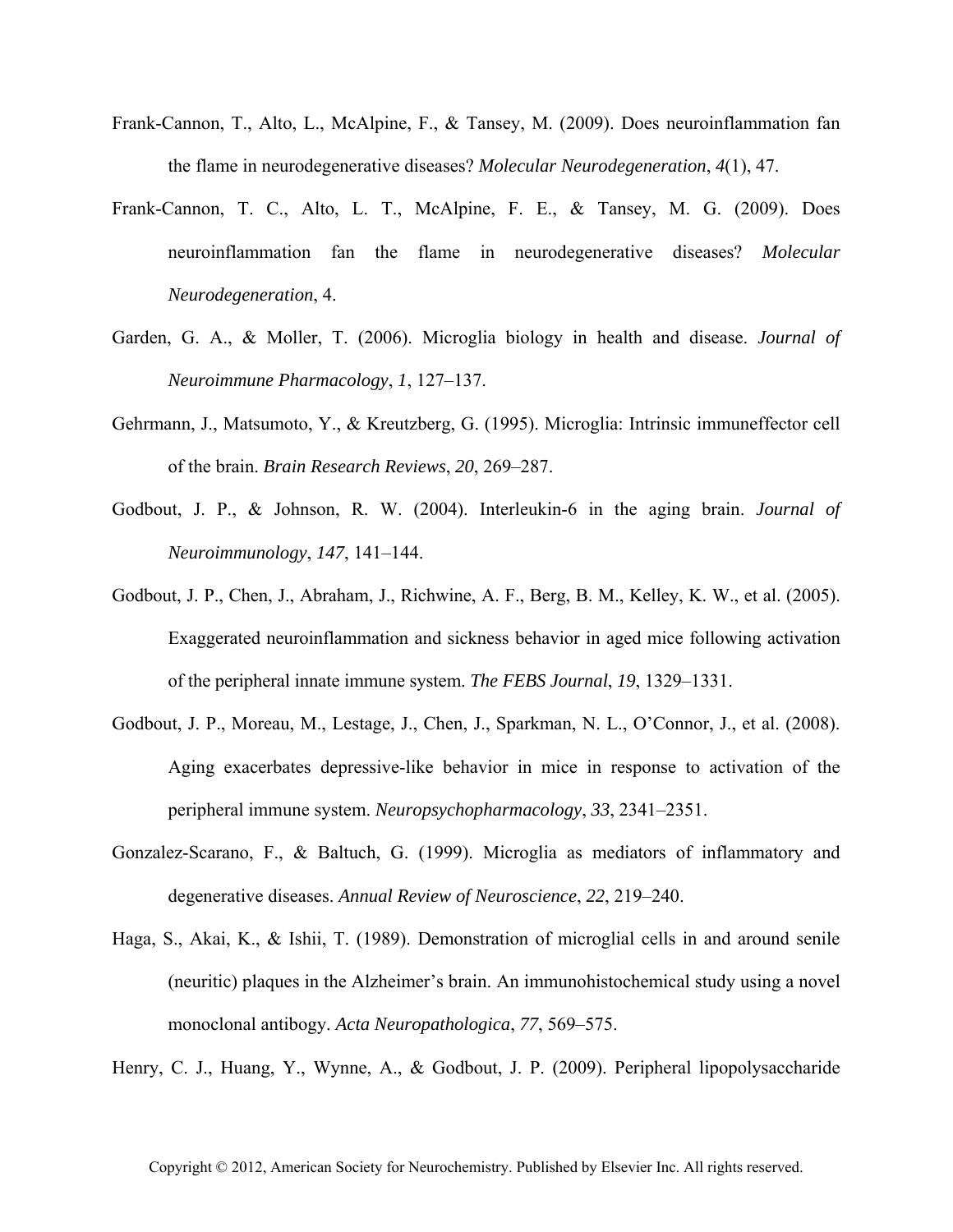Frank-Cannon, T., Alto, L., McAlpine, F., & Tansey, M. (2009). Does neuroinflammation fan the flame in neurodegenerative diseases? *Molecular Neurodegeneration*, *4*(1), 47.

Frank-Cannon, T. C., Alto, L. T., McAlpine, F. E., & Tansey, M. G. (2009). Does neuroinflammation fan the flame in neurodegenerative diseases? *Molecular Neurodegeneration*, 4.

Garden, G. A., & Moller, T. (2006). Microglia biology in health and disease. *Journal of Neuroimmune Pharmacology*, *1*, 127–137.

Gehrmann, J., Matsumoto, Y., & Kreutzberg, G. (1995). Microglia: Intrinsic immuneffector cell of the brain. *Brain Research Reviews*, *20*, 269–287.

Godbout, J. P., & Johnson, R. W. (2004). Interleukin-6 in the aging brain. *Journal of Neuroimmunology*, *147*, 141–144.

Godbout, J. P., Chen, J., Abraham, J., Richwine, A. F., Berg, B. M., Kelley, K. W., et al. (2005). Exaggerated neuroinflammation and sickness behavior in aged mice following activation of the peripheral innate immune system. *The FEBS Journal*, *19*, 1329–1331.

Godbout, J. P., Moreau, M., Lestage, J., Chen, J., Sparkman, N. L., O'Connor, J., et al. (2008). Aging exacerbates depressive-like behavior in mice in response to activation of the peripheral immune system. *Neuropsychopharmacology*, *33*, 2341–2351.

Gonzalez-Scarano, F., & Baltuch, G. (1999). Microglia as mediators of inflammatory and degenerative diseases. *Annual Review of Neuroscience*, *22*, 219–240.

Haga, S., Akai, K., & Ishii, T. (1989). Demonstration of microglial cells in and around senile (neuritic) plaques in the Alzheimer's brain. An immunohistochemical study using a novel monoclonal antibogy. *Acta Neuropathologica*, *77*, 569–575.

Henry, C. J., Huang, Y., Wynne, A., & Godbout, J. P. (2009). Peripheral lipopolysaccharide

Copyright © 2012, American Society for Neurochemistry. Published by Elsevier Inc. All rights reserved.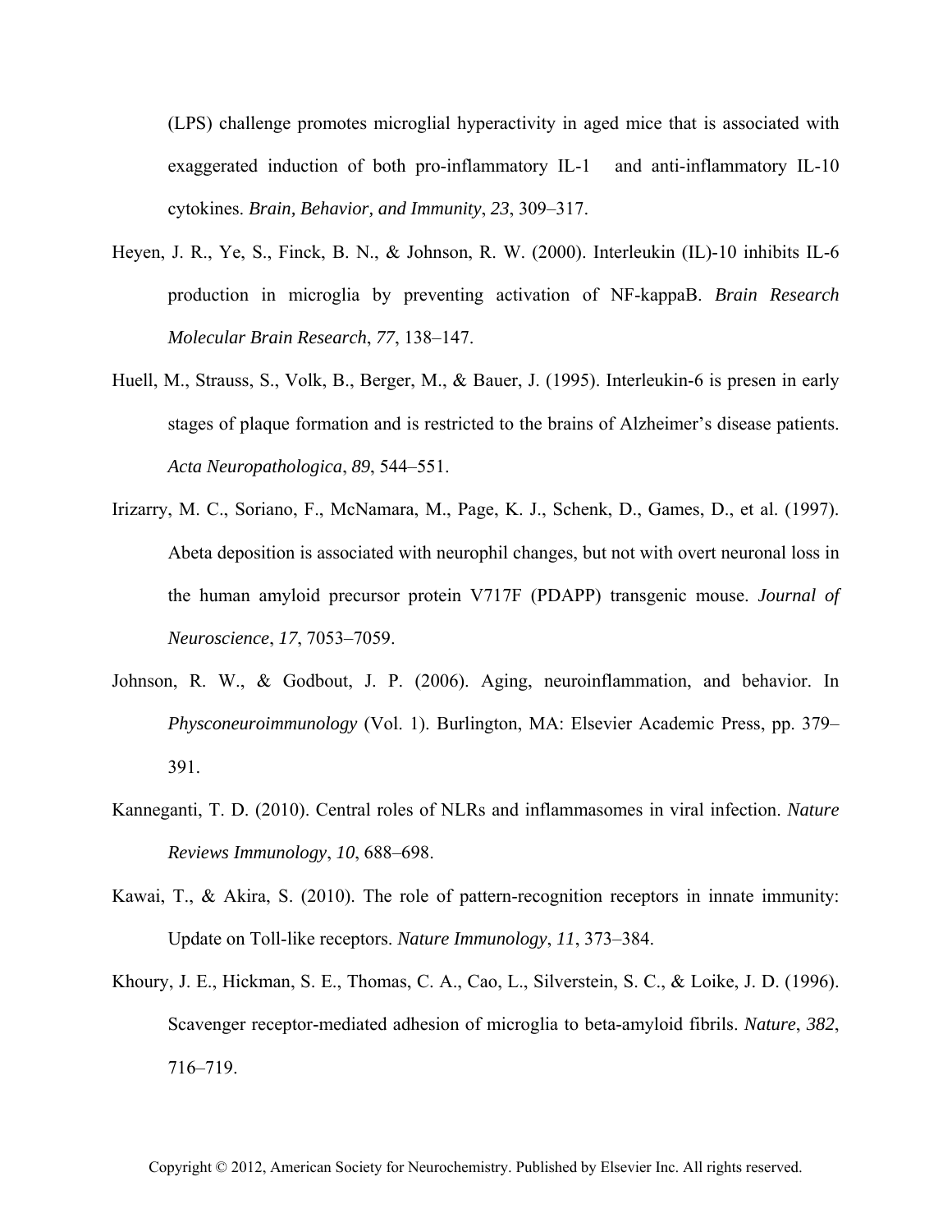(LPS) challenge promotes microglial hyperactivity in aged mice that is associated with exaggerated induction of both pro-inflammatory IL-1 and anti-inflammatory IL-10 cytokines. *Brain, Behavior, and Immunity*, *23*, 309–317.

Heyen, J. R., Ye, S., Finck, B. N., & Johnson, R. W. (2000). Interleukin (IL)-10 inhibits IL-6 production in microglia by preventing activation of NF-kappaB. *Brain Research Molecular Brain Research*, *77*, 138–147.

Huell, M., Strauss, S., Volk, B., Berger, M., & Bauer, J. (1995). Interleukin-6 is presen in early stages of plaque formation and is restricted to the brains of Alzheimer's disease patients. *Acta Neuropathologica*, *89*, 544–551.

Irizarry, M. C., Soriano, F., McNamara, M., Page, K. J., Schenk, D., Games, D., et al. (1997). Abeta deposition is associated with neurophil changes, but not with overt neuronal loss in the human amyloid precursor protein V717F (PDAPP) transgenic mouse. *Journal of Neuroscience*, *17*, 7053–7059.

Johnson, R. W., & Godbout, J. P. (2006). Aging, neuroinflammation, and behavior. In *Physconeuroimmunology* (Vol. 1). Burlington, MA: Elsevier Academic Press, pp. 379–391.

Kanneganti, T. D. (2010). Central roles of NLRs and inflammasomes in viral infection. *Nature Reviews Immunology*, *10*, 688–698.

Kawai, T., & Akira, S. (2010). The role of pattern-recognition receptors in innate immunity: Update on Toll-like receptors. *Nature Immunology*, *11*, 373–384.

Khoury, J. E., Hickman, S. E., Thomas, C. A., Cao, L., Silverstein, S. C., & Loike, J. D. (1996). Scavenger receptor-mediated adhesion of microglia to beta-amyloid fibrils. *Nature*, *382*, 716–719.

Copyright © 2012, American Society for Neurochemistry. Published by Elsevier Inc. All rights reserved.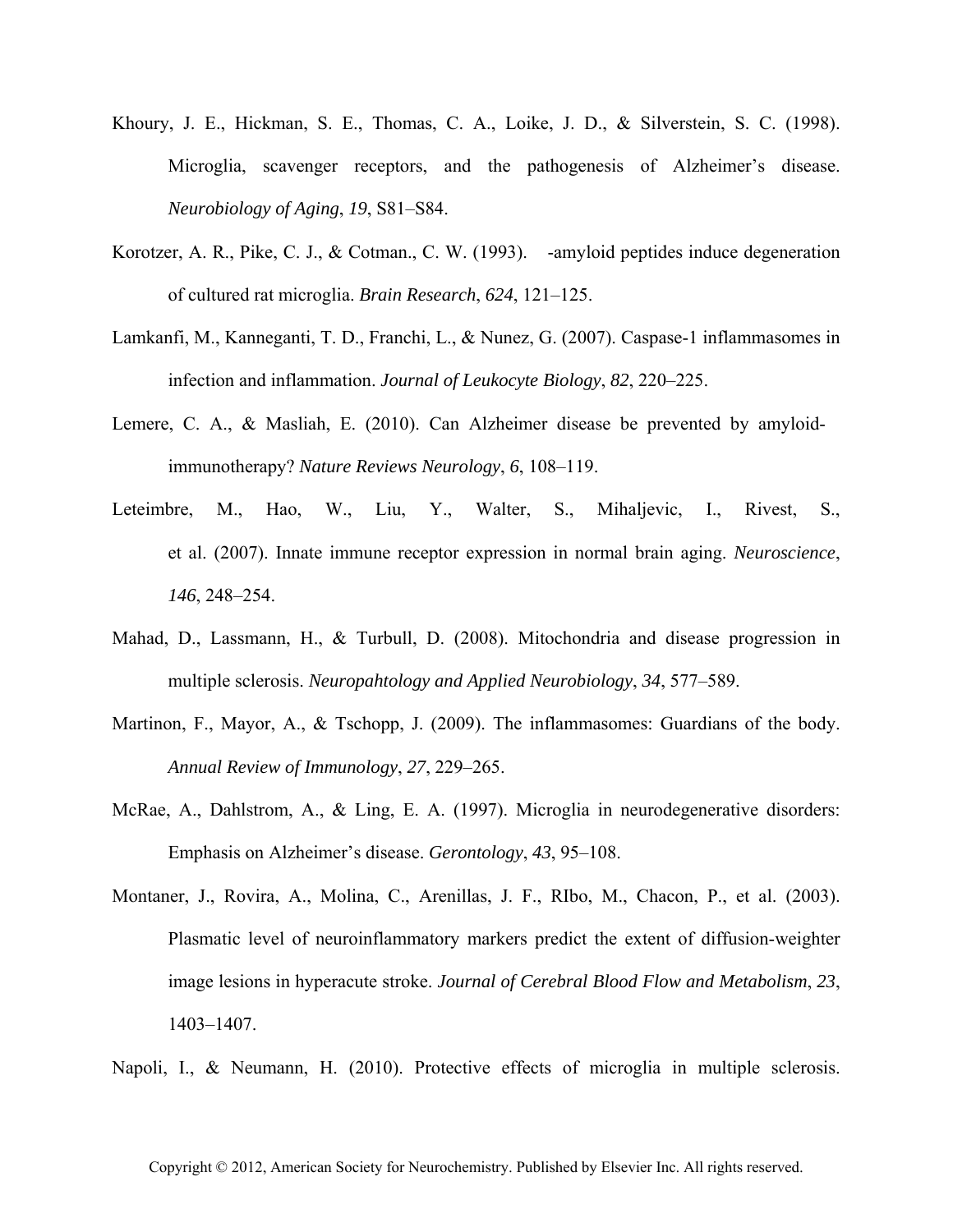Khoury, J. E., Hickman, S. E., Thomas, C. A., Loike, J. D., & Silverstein, S. C. (1998). Microglia, scavenger receptors, and the pathogenesis of Alzheimer's disease. *Neurobiology of Aging*, *19*, S81–S84.

Korotzer, A. R., Pike, C. J., & Cotman., C. W. (1993). -amyloid peptides induce degeneration of cultured rat microglia. *Brain Research*, *624*, 121–125.

Lamkanfi, M., Kanneganti, T. D., Franchi, L., & Nunez, G. (2007). Caspase-1 inflammasomes in infection and inflammation. *Journal of Leukocyte Biology*, *82*, 220–225.

Lemere, C. A., & Masliah, E. (2010). Can Alzheimer disease be prevented by amyloid-immunotherapy? *Nature Reviews Neurology*, *6*, 108–119.

Leteimbre, M., Hao, W., Liu, Y., Walter, S., Mihaljevic, I., Rivest, S., et al. (2007). Innate immune receptor expression in normal brain aging. *Neuroscience*, *146*, 248–254.

Mahad, D., Lassmann, H., & Turbull, D. (2008). Mitochondria and disease progression in multiple sclerosis. *Neuropahtology and Applied Neurobiology*, *34*, 577–589.

Martinon, F., Mayor, A., & Tschopp, J. (2009). The inflammasomes: Guardians of the body. *Annual Review of Immunology*, *27*, 229–265.

McRae, A., Dahlstrom, A., & Ling, E. A. (1997). Microglia in neurodegenerative disorders: Emphasis on Alzheimer's disease. *Gerontology*, *43*, 95–108.

Montaner, J., Rovira, A., Molina, C., Arenillas, J. F., RIbo, M., Chacon, P., et al. (2003). Plasmatic level of neuroinflammatory markers predict the extent of diffusion-weighter image lesions in hyperacute stroke. *Journal of Cerebral Blood Flow and Metabolism*, *23*, 1403–1407.

Napoli, I., & Neumann, H. (2010). Protective effects of microglia in multiple sclerosis.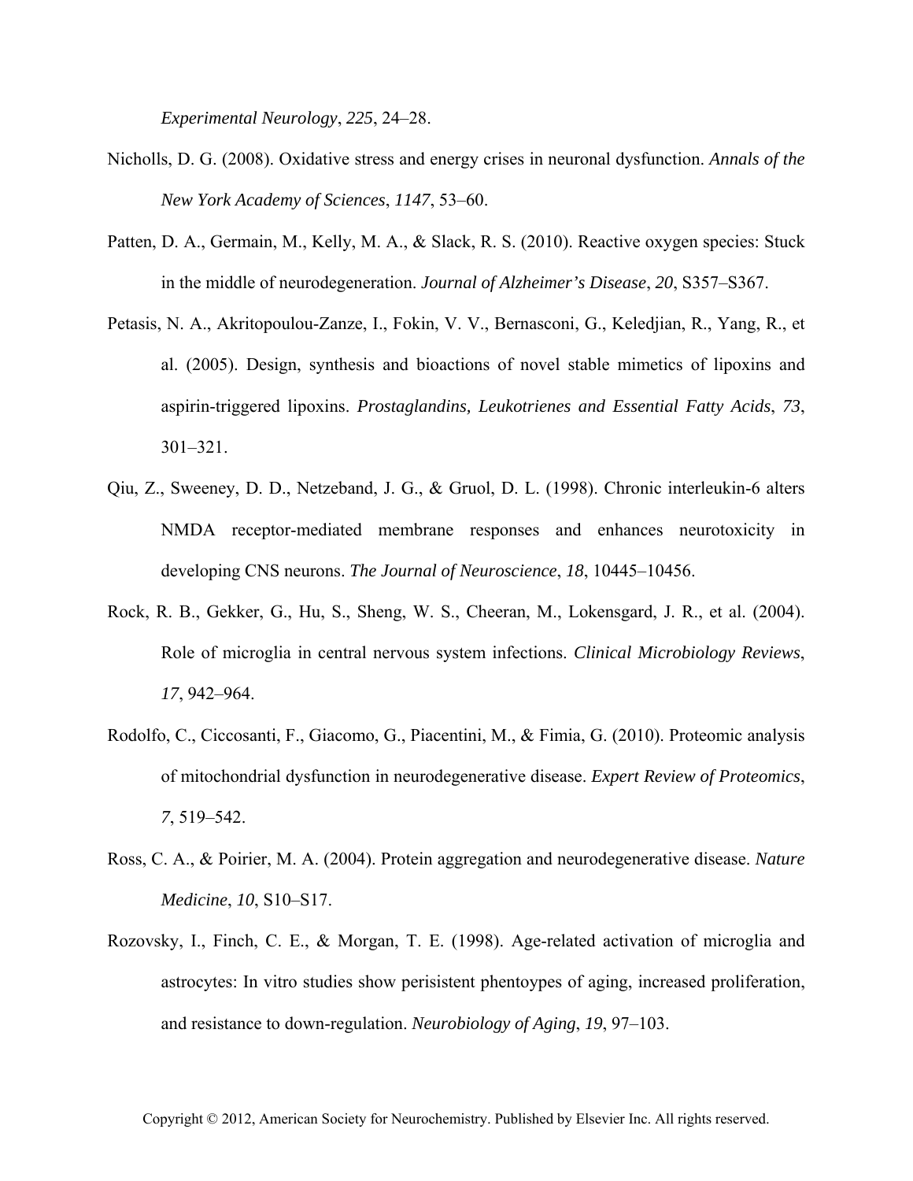*Experimental Neurology*, *225*, 24–28.

Nicholls, D. G. (2008). Oxidative stress and energy crises in neuronal dysfunction. *Annals of the New York Academy of Sciences*, *1147*, 53–60.

Patten, D. A., Germain, M., Kelly, M. A., & Slack, R. S. (2010). Reactive oxygen species: Stuck in the middle of neurodegeneration. *Journal of Alzheimer's Disease*, *20*, S357–S367.

Petasis, N. A., Akritopoulou-Zanze, I., Fokin, V. V., Bernasconi, G., Keledjian, R., Yang, R., et al. (2005). Design, synthesis and bioactions of novel stable mimetics of lipoxins and aspirin-triggered lipoxins. *Prostaglandins, Leukotrienes and Essential Fatty Acids*, *73*, 301–321.

Qiu, Z., Sweeney, D. D., Netzeband, J. G., & Gruol, D. L. (1998). Chronic interleukin-6 alters NMDA receptor-mediated membrane responses and enhances neurotoxicity in developing CNS neurons. *The Journal of Neuroscience*, *18*, 10445–10456.

Rock, R. B., Gekker, G., Hu, S., Sheng, W. S., Cheeran, M., Lokensgard, J. R., et al. (2004). Role of microglia in central nervous system infections. *Clinical Microbiology Reviews*, *17*, 942–964.

Rodolfo, C., Ciccosanti, F., Giacomo, G., Piacentini, M., & Fimia, G. (2010). Proteomic analysis of mitochondrial dysfunction in neurodegenerative disease. *Expert Review of Proteomics*, *7*, 519–542.

Ross, C. A., & Poirier, M. A. (2004). Protein aggregation and neurodegenerative disease. *Nature Medicine*, *10*, S10–S17.

Rozovsky, I., Finch, C. E., & Morgan, T. E. (1998). Age-related activation of microglia and astrocytes: In vitro studies show perisistent phentoypes of aging, increased proliferation, and resistance to down-regulation. *Neurobiology of Aging*, *19*, 97–103.

Copyright © 2012, American Society for Neurochemistry. Published by Elsevier Inc. All rights reserved.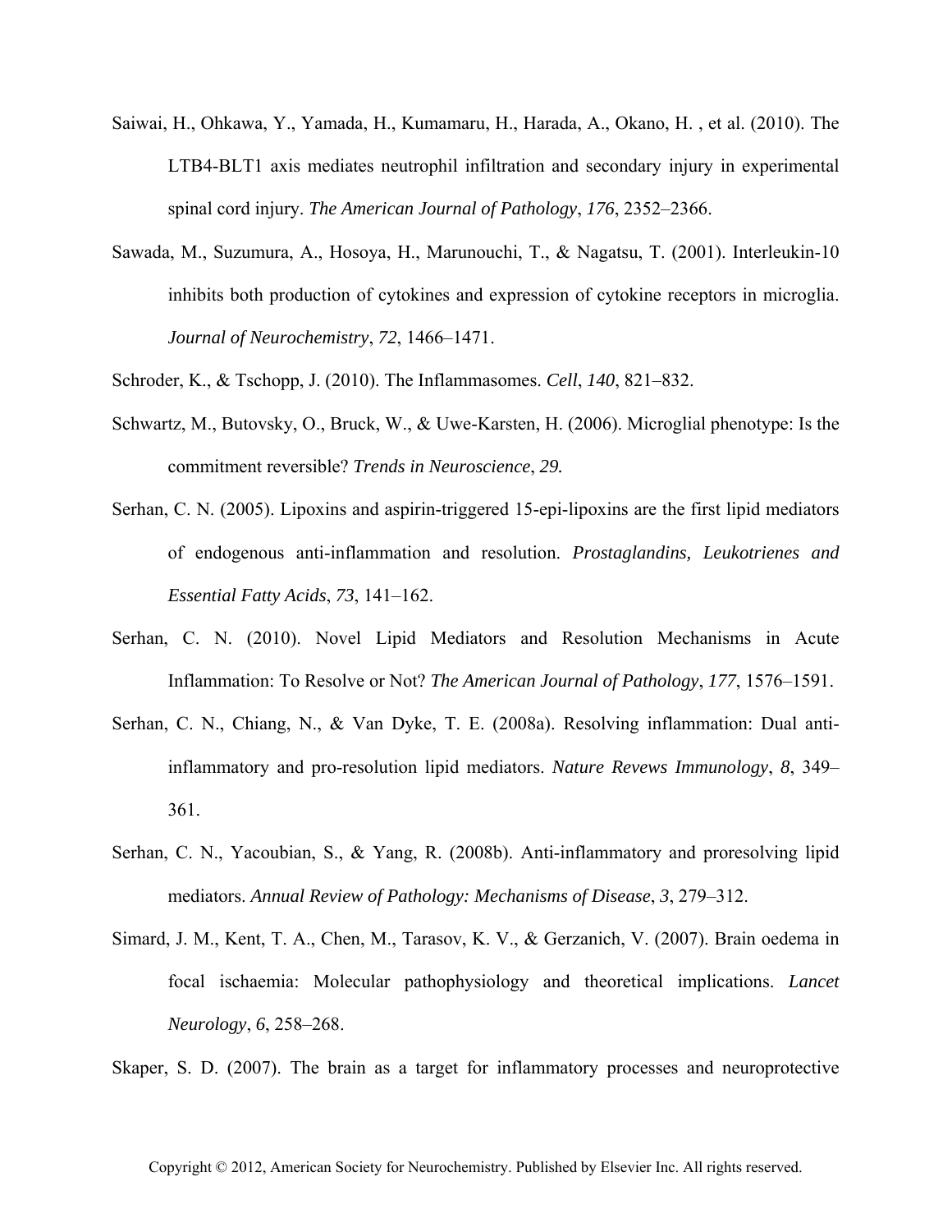Saiwai, H., Ohkawa, Y., Yamada, H., Kumamaru, H., Harada, A., Okano, H. , et al. (2010). The LTB4-BLT1 axis mediates neutrophil infiltration and secondary injury in experimental spinal cord injury. *The American Journal of Pathology*, *176*, 2352–2366.

Sawada, M., Suzumura, A., Hosoya, H., Marunouchi, T., & Nagatsu, T. (2001). Interleukin-10 inhibits both production of cytokines and expression of cytokine receptors in microglia. *Journal of Neurochemistry*, *72*, 1466–1471.

Schroder, K., & Tschopp, J. (2010). The Inflammasomes. *Cell*, *140*, 821–832.

Schwartz, M., Butovsky, O., Bruck, W., & Uwe-Karsten, H. (2006). Microglial phenotype: Is the commitment reversible? *Trends in Neuroscience*, *29.*

Serhan, C. N. (2005). Lipoxins and aspirin-triggered 15-epi-lipoxins are the first lipid mediators of endogenous anti-inflammation and resolution. *Prostaglandins, Leukotrienes and Essential Fatty Acids*, *73*, 141–162.

Serhan, C. N. (2010). Novel Lipid Mediators and Resolution Mechanisms in Acute Inflammation: To Resolve or Not? *The American Journal of Pathology*, *177*, 1576–1591.

Serhan, C. N., Chiang, N., & Van Dyke, T. E. (2008a). Resolving inflammation: Dual anti-inflammatory and pro-resolution lipid mediators. *Nature Revews Immunology*, *8*, 349–361.

Serhan, C. N., Yacoubian, S., & Yang, R. (2008b). Anti-inflammatory and proresolving lipid mediators. *Annual Review of Pathology: Mechanisms of Disease*, *3*, 279–312.

Simard, J. M., Kent, T. A., Chen, M., Tarasov, K. V., & Gerzanich, V. (2007). Brain oedema in focal ischaemia: Molecular pathophysiology and theoretical implications. *Lancet Neurology*, *6*, 258–268.

Skaper, S. D. (2007). The brain as a target for inflammatory processes and neuroprotective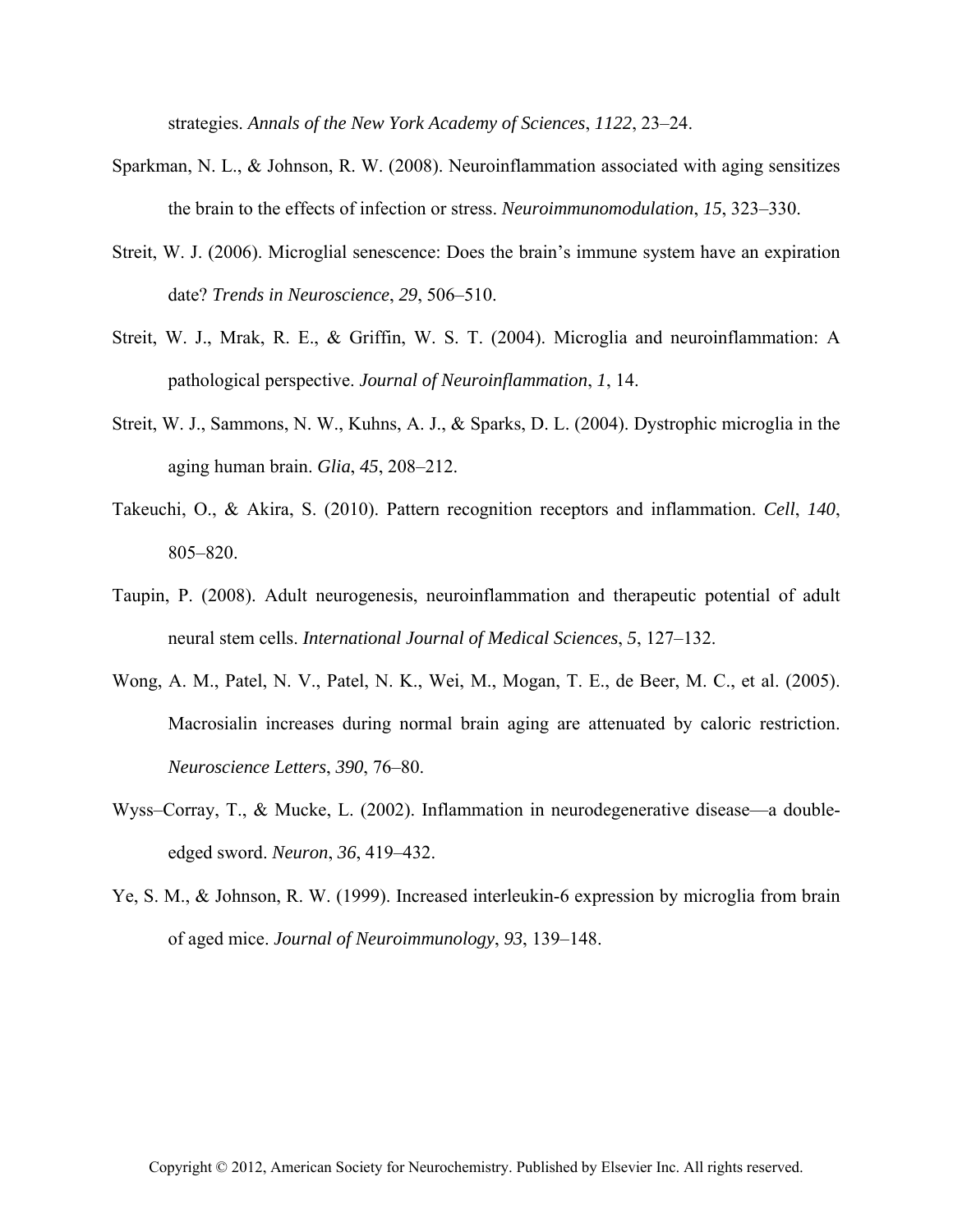strategies. *Annals of the New York Academy of Sciences*, *1122*, 23–24.

Sparkman, N. L., & Johnson, R. W. (2008). Neuroinflammation associated with aging sensitizes the brain to the effects of infection or stress. *Neuroimmunomodulation*, *15*, 323–330.

Streit, W. J. (2006). Microglial senescence: Does the brain's immune system have an expiration date? *Trends in Neuroscience*, *29*, 506–510.

Streit, W. J., Mrak, R. E., & Griffin, W. S. T. (2004). Microglia and neuroinflammation: A pathological perspective. *Journal of Neuroinflammation*, *1*, 14.

Streit, W. J., Sammons, N. W., Kuhns, A. J., & Sparks, D. L. (2004). Dystrophic microglia in the aging human brain. *Glia*, *45*, 208–212.

Takeuchi, O., & Akira, S. (2010). Pattern recognition receptors and inflammation. *Cell*, *140*, 805–820.

Taupin, P. (2008). Adult neurogenesis, neuroinflammation and therapeutic potential of adult neural stem cells. *International Journal of Medical Sciences*, *5*, 127–132.

Wong, A. M., Patel, N. V., Patel, N. K., Wei, M., Mogan, T. E., de Beer, M. C., et al. (2005). Macrosialin increases during normal brain aging are attenuated by caloric restriction. *Neuroscience Letters*, *390*, 76–80.

Wyss–Corray, T., & Mucke, L. (2002). Inflammation in neurodegenerative disease—a double-edged sword. *Neuron*, *36*, 419–432.

Ye, S. M., & Johnson, R. W. (1999). Increased interleukin-6 expression by microglia from brain of aged mice. *Journal of Neuroimmunology*, *93*, 139–148.

Copyright © 2012, American Society for Neurochemistry. Published by Elsevier Inc. All rights reserved.